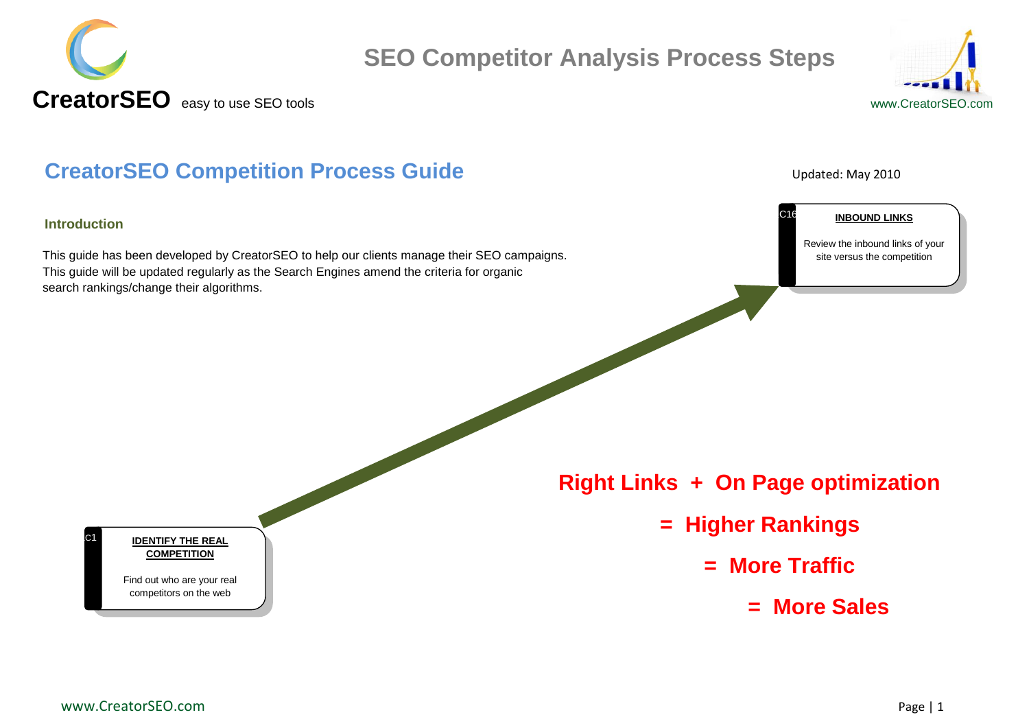CreatorSEO easy to use SEO tools

# SEO Competitor Analysis Process Steps

www.CreatorSEO.com

## CreatorSEO Competition Process Guide

Updated: May 2010

### Introduction

This guide has been developed by CreatorSEO to help our clients manage their SEO campaigns. This guide will be updated regularly as the Search Engines amend the criteria for organic search rankings/change their algorithms.

C1

**IDENTIFY THE REAL COMPETITION**

Find out who are your real competitors on the web

C16

**INBOUND LINKS**

Review the inbound links of your site versus the competition

**Right Links + On Page optimization**

**= Higher Rankings**

**= More Traffic**

**= More Sales**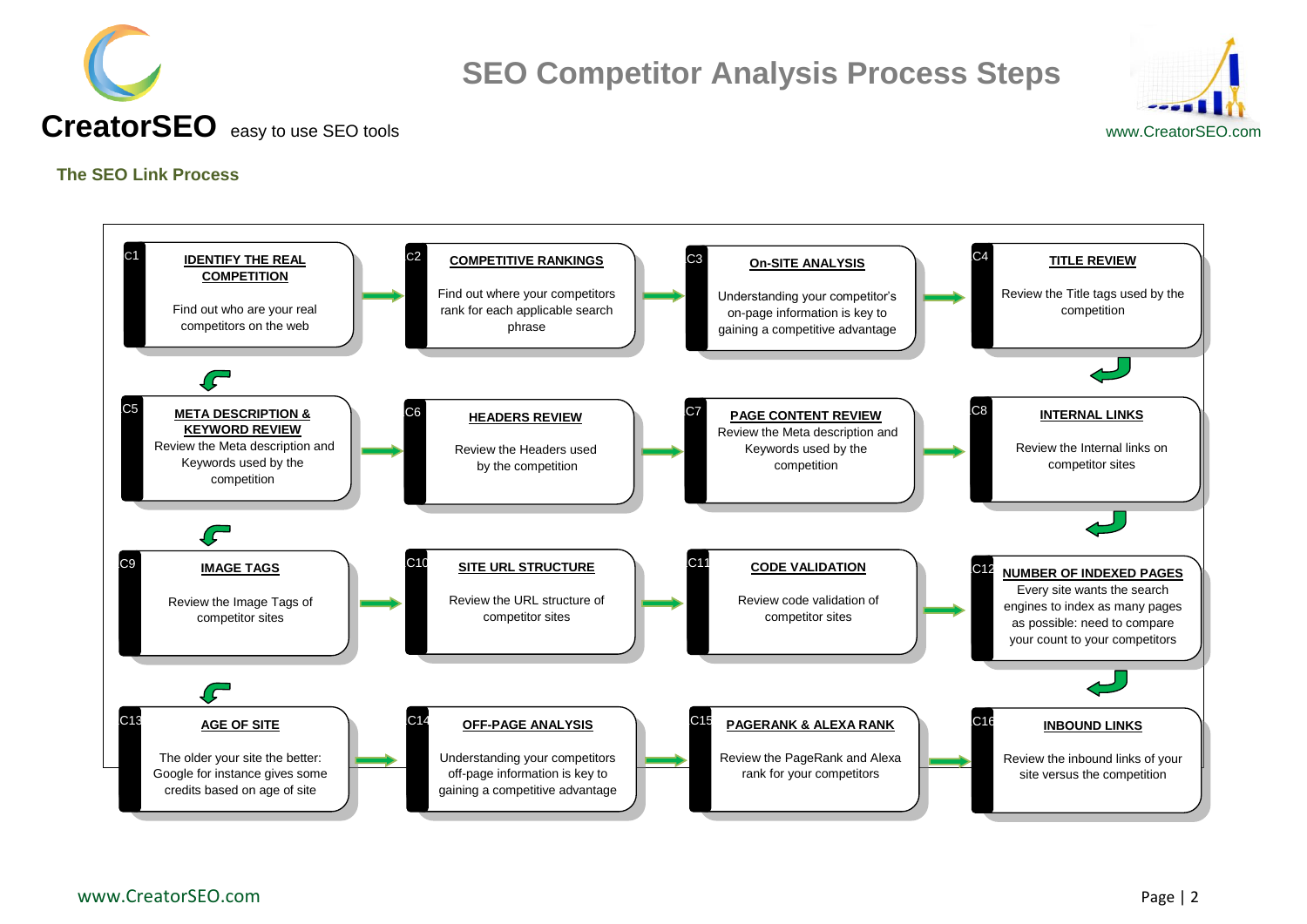# SEO Competitor Analysis Process Steps

**CreatorSEO** easy to use SEO tools

www.CreatorSEO.com

## The SEO Link Process

**C1 — IDENTIFY THE REAL COMPETITION**
Find out who are your real competitors on the web

**C2 — COMPETITIVE RANKINGS**
Find out where your competitors rank for each applicable search phrase

**C3 — On-SITE ANALYSIS**
Understanding your competitor's on-page information is key to gaining a competitive advantage

**C4 — TITLE REVIEW**
Review the Title tags used by the competition

**C5 — META DESCRIPTION & KEYWORD REVIEW**
Review the Meta description and Keywords used by the competition

**C6 — HEADERS REVIEW**
Review the Headers used by the competition

**C7 — PAGE CONTENT REVIEW**
Review the Meta description and Keywords used by the competition

**C8 — INTERNAL LINKS**
Review the Internal links on competitor sites

**C9 — IMAGE TAGS**
Review the Image Tags of competitor sites

**C10 — SITE URL STRUCTURE**
Review the URL structure of competitor sites

**C11 — CODE VALIDATION**
Review code validation of competitor sites

**C12 — NUMBER OF INDEXED PAGES**
Every site wants the search engines to index as many pages as possible: need to compare your count to your competitors

**C13 — AGE OF SITE**
The older your site the better: Google for instance gives some credits based on age of site

**C14 — OFF-PAGE ANALYSIS**
Understanding your competitors off-page information is key to gaining a competitive advantage

**C15 — PAGERANK & ALEXA RANK**
Review the PageRank and Alexa rank for your competitors

**C16 — INBOUND LINKS**
Review the inbound links of your site versus the competition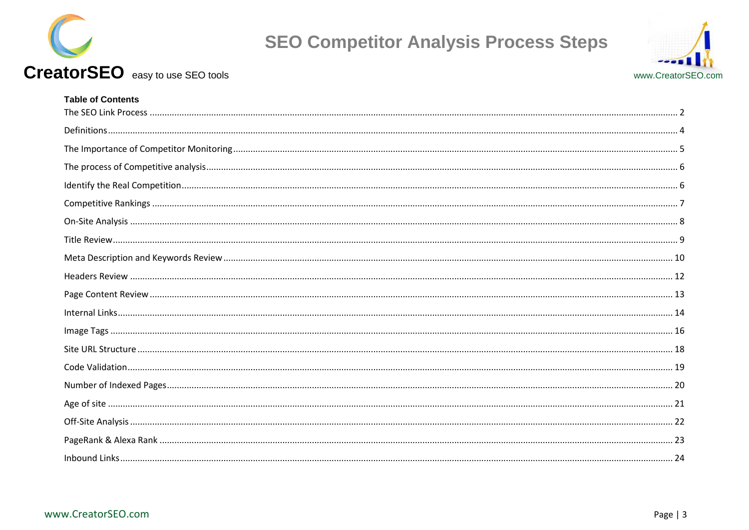**Table of Contents**

The SEO Link Process .......... 2

Definitions .......... 4

The Importance of Competitor Monitoring .......... 5

The process of Competitive analysis .......... 6

Identify the Real Competition .......... 6

Competitive Rankings .......... 7

On-Site Analysis .......... 8

Title Review .......... 9

Meta Description and Keywords Review .......... 10

Headers Review .......... 12

Page Content Review .......... 13

Internal Links .......... 14

Image Tags .......... 16

Site URL Structure .......... 18

Code Validation .......... 19

Number of Indexed Pages .......... 20

Age of site .......... 21

Off-Site Analysis .......... 22

PageRank & Alexa Rank .......... 23

Inbound Links .......... 24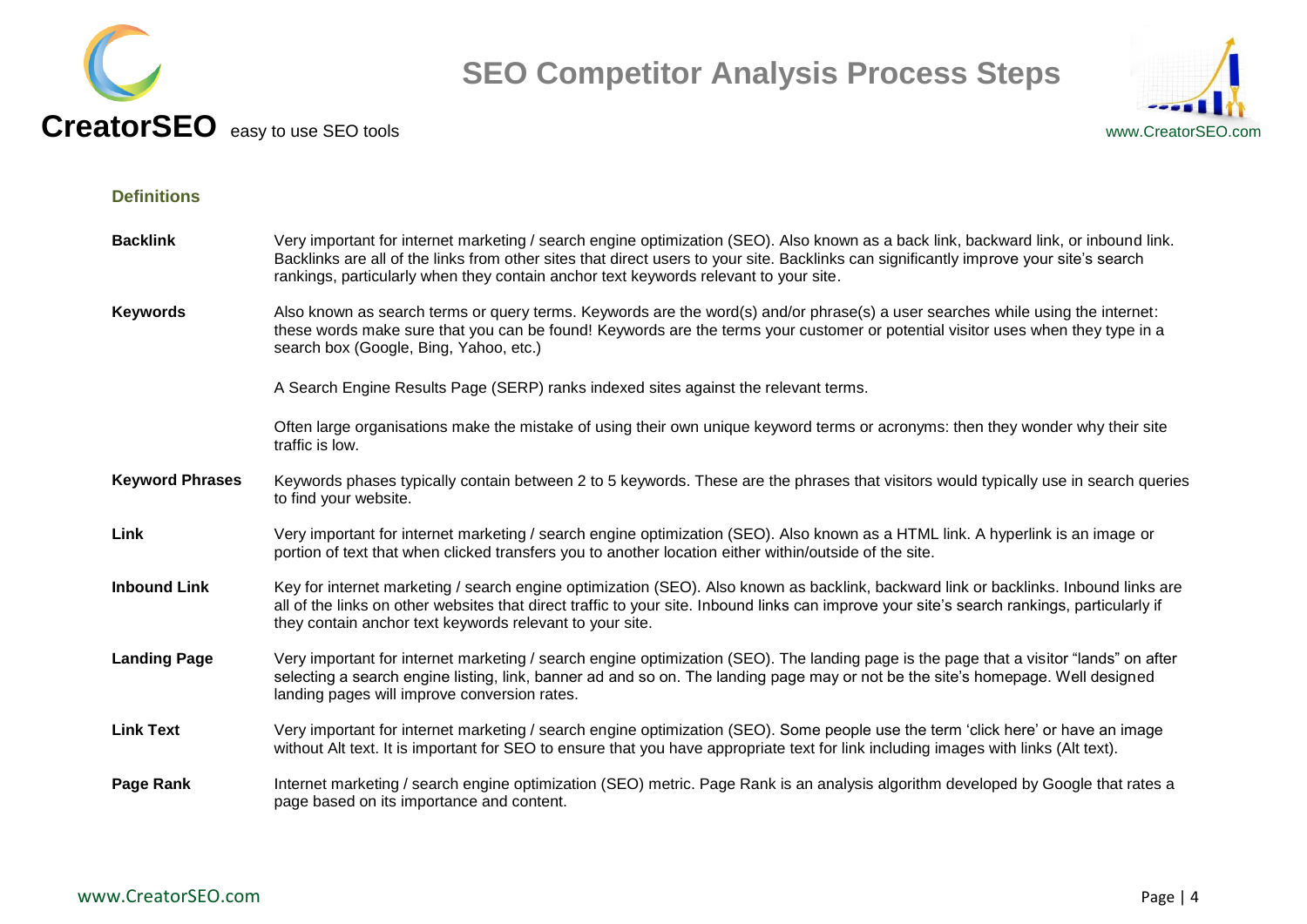## Definitions

**Backlink**

Very important for internet marketing / search engine optimization (SEO). Also known as a back link, backward link, or inbound link. Backlinks are all of the links from other sites that direct users to your site. Backlinks can significantly improve your site's search rankings, particularly when they contain anchor text keywords relevant to your site.

**Keywords**

Also known as search terms or query terms. Keywords are the word(s) and/or phrase(s) a user searches while using the internet: these words make sure that you can be found! Keywords are the terms your customer or potential visitor uses when they type in a search box (Google, Bing, Yahoo, etc.)

A Search Engine Results Page (SERP) ranks indexed sites against the relevant terms.

Often large organisations make the mistake of using their own unique keyword terms or acronyms: then they wonder why their site traffic is low.

**Keyword Phrases**

Keywords phases typically contain between 2 to 5 keywords. These are the phrases that visitors would typically use in search queries to find your website.

**Link**

Very important for internet marketing / search engine optimization (SEO). Also known as a HTML link. A hyperlink is an image or portion of text that when clicked transfers you to another location either within/outside of the site.

**Inbound Link**

Key for internet marketing / search engine optimization (SEO). Also known as backlink, backward link or backlinks. Inbound links are all of the links on other websites that direct traffic to your site. Inbound links can improve your site's search rankings, particularly if they contain anchor text keywords relevant to your site.

**Landing Page**

Very important for internet marketing / search engine optimization (SEO). The landing page is the page that a visitor "lands" on after selecting a search engine listing, link, banner ad and so on. The landing page may or not be the site's homepage. Well designed landing pages will improve conversion rates.

**Link Text**

Very important for internet marketing / search engine optimization (SEO). Some people use the term 'click here' or have an image without Alt text. It is important for SEO to ensure that you have appropriate text for link including images with links (Alt text).

**Page Rank**

Internet marketing / search engine optimization (SEO) metric. Page Rank is an analysis algorithm developed by Google that rates a page based on its importance and content.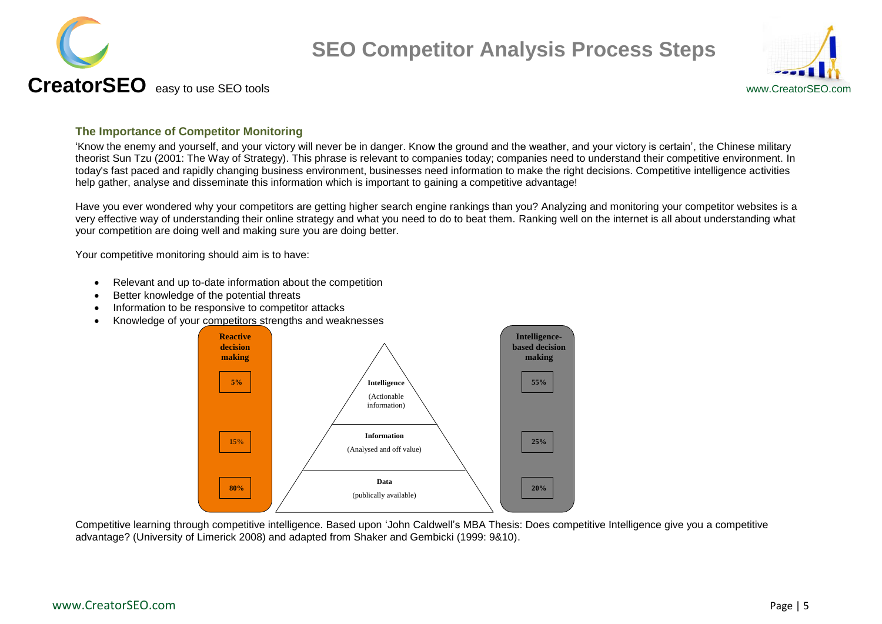## The Importance of Competitor Monitoring

'Know the enemy and yourself, and your victory will never be in danger. Know the ground and the weather, and your victory is certain', the Chinese military theorist Sun Tzu (2001: The Way of Strategy). This phrase is relevant to companies today; companies need to understand their competitive environment. In today's fast paced and rapidly changing business environment, businesses need information to make the right decisions. Competitive intelligence activities help gather, analyse and disseminate this information which is important to gaining a competitive advantage!

Have you ever wondered why your competitors are getting higher search engine rankings than you? Analyzing and monitoring your competitor websites is a very effective way of understanding their online strategy and what you need to do to beat them. Ranking well on the internet is all about understanding what your competition are doing well and making sure you are doing better.

Your competitive monitoring should aim is to have:

- Relevant and up to-date information about the competition
- Better knowledge of the potential threats
- Information to be responsive to competitor attacks
- Knowledge of your competitors strengths and weaknesses

| Reactive decision making | | Intelligence-based decision making |
|---|---|---|
| 5% | **Intelligence** (Actionable information) | 55% |
| 15% | **Information** (Analysed and off value) | 25% |
| 80% | **Data** (publically available) | 20% |

Competitive learning through competitive intelligence. Based upon 'John Caldwell's MBA Thesis: Does competitive Intelligence give you a competitive advantage? (University of Limerick 2008) and adapted from Shaker and Gembicki (1999: 9&10).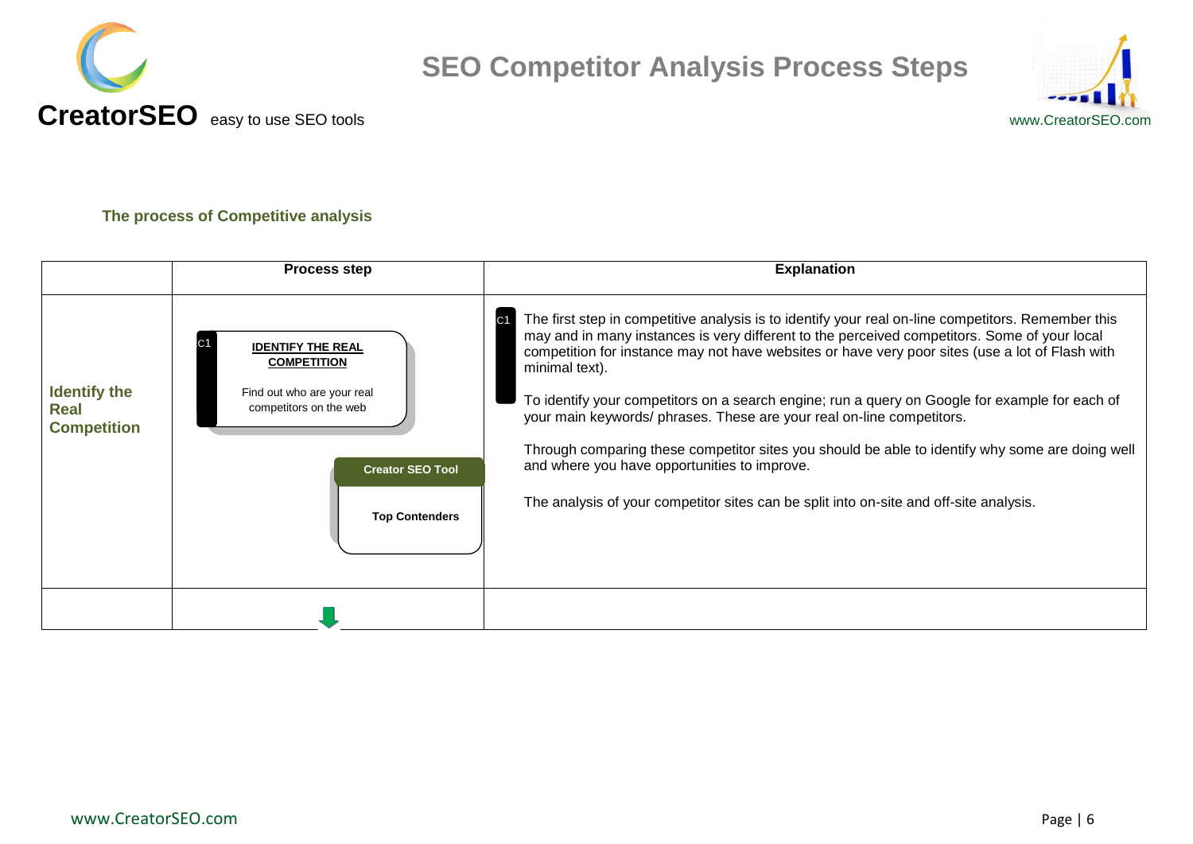# SEO Competitor Analysis Process Steps

**CreatorSEO** easy to use SEO tools

www.CreatorSEO.com

### The process of Competitive analysis

| | Process step | Explanation |
|---|---|---|
| **Identify the Real Competition** | C1 **IDENTIFY THE REAL COMPETITION** Find out who are your real competitors on the web<br><br>**Creator SEO Tool** **Top Contenders** | C1 The first step in competitive analysis is to identify your real on-line competitors. Remember this may and in many instances is very different to the perceived competitors. Some of your local competition for instance may not have websites or have very poor sites (use a lot of Flash with minimal text).<br><br>To identify your competitors on a search engine; run a query on Google for example for each of your main keywords/ phrases. These are your real on-line competitors.<br><br>Through comparing these competitor sites you should be able to identify why some are doing well and where you have opportunities to improve.<br><br>The analysis of your competitor sites can be split into on-site and off-site analysis. |
| | | |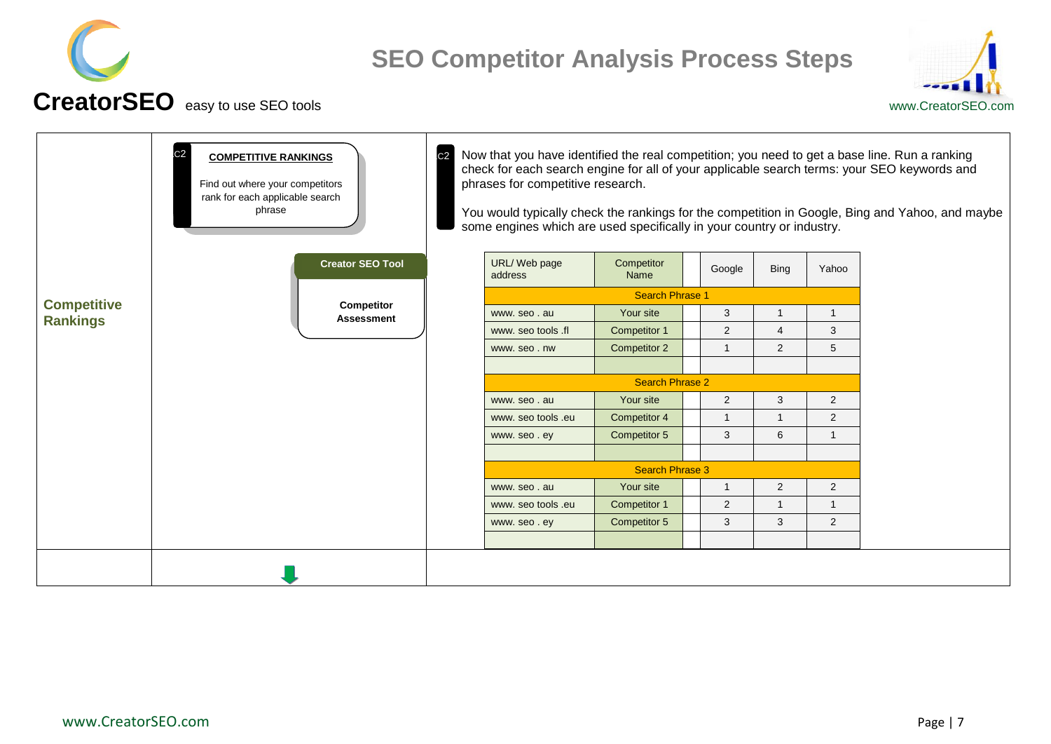# SEO Competitor Analysis Process Steps

**CreatorSEO** easy to use SEO tools

www.CreatorSEO.com

## Competitive Rankings

C2

**COMPETITIVE RANKINGS**

Find out where your competitors rank for each applicable search phrase

**Creator SEO Tool**

**Competitor Assessment**

C2

Now that you have identified the real competition; you need to get a base line. Run a ranking check for each search engine for all of your applicable search terms: your SEO keywords and phrases for competitive research.

You would typically check the rankings for the competition in Google, Bing and Yahoo, and maybe some engines which are used specifically in your country or industry.

| URL/ Web page address | Competitor Name | | Google | Bing | Yahoo |
|---|---|---|---|---|---|
| Search Phrase 1 | | | | | |
| www. seo . au | Your site | | 3 | 1 | 1 |
| www. seo tools .fl | Competitor 1 | | 2 | 4 | 3 |
| www. seo . nw | Competitor 2 | | 1 | 2 | 5 |
| | | | | | |
| Search Phrase 2 | | | | | |
| www. seo . au | Your site | | 2 | 3 | 2 |
| www. seo tools .eu | Competitor 4 | | 1 | 1 | 2 |
| www. seo . ey | Competitor 5 | | 3 | 6 | 1 |
| | | | | | |
| Search Phrase 3 | | | | | |
| www. seo . au | Your site | | 1 | 2 | 2 |
| www. seo tools .eu | Competitor 1 | | 2 | 1 | 1 |
| www. seo . ey | Competitor 5 | | 3 | 3 | 2 |
| | | | | | |

www.CreatorSEO.com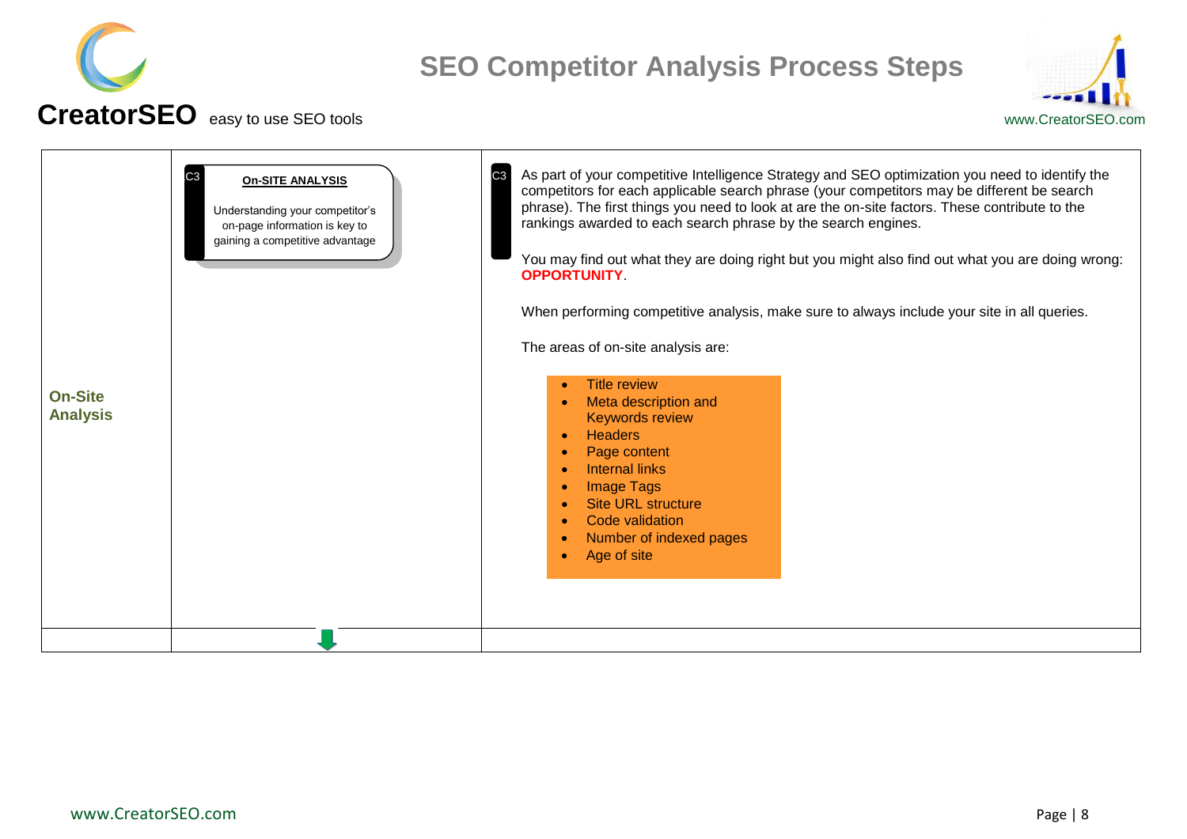| On-Site Analysis | C3 **On-SITE ANALYSIS**<br><br>Understanding your competitor's on-page information is key to gaining a competitive advantage | C3 As part of your competitive Intelligence Strategy and SEO optimization you need to identify the competitors for each applicable search phrase (your competitors may be different be search phrase). The first things you need to look at are the on-site factors. These contribute to the rankings awarded to each search phrase by the search engines.<br><br>You may find out what they are doing right but you might also find out what you are doing wrong: **OPPORTUNITY**.<br><br>When performing competitive analysis, make sure to always include your site in all queries.<br><br>The areas of on-site analysis are:<br><br>• Title review<br>• Meta description and Keywords review<br>• Headers<br>• Page content<br>• Internal links<br>• Image Tags<br>• Site URL structure<br>• Code validation<br>• Number of indexed pages<br>• Age of site |
|---|---|---|
| | | |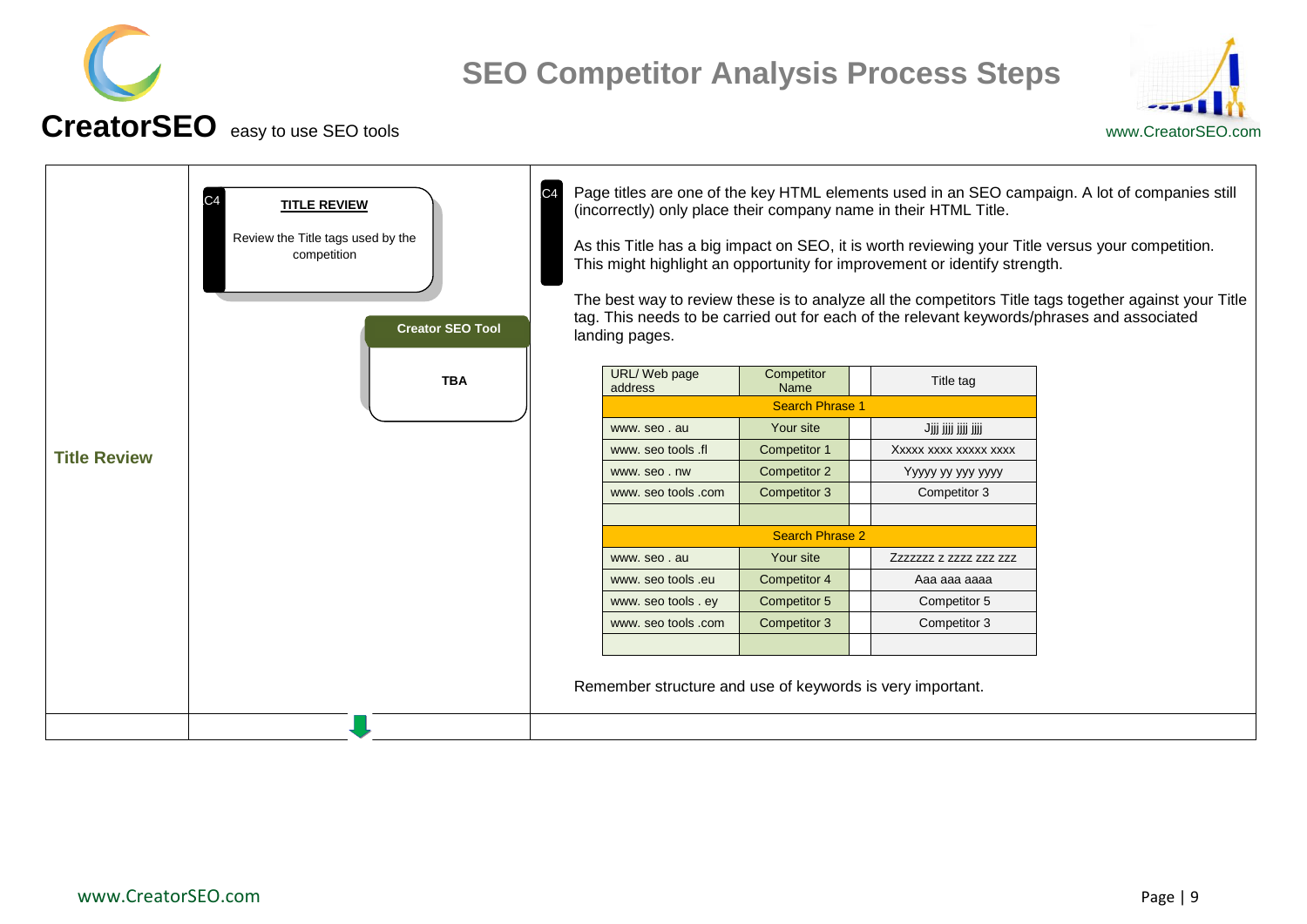## Title Review

C4

**TITLE REVIEW**

Review the Title tags used by the competition

**Creator SEO Tool**

**TBA**

C4

Page titles are one of the key HTML elements used in an SEO campaign. A lot of companies still (incorrectly) only place their company name in their HTML Title.

As this Title has a big impact on SEO, it is worth reviewing your Title versus your competition. This might highlight an opportunity for improvement or identify strength.

The best way to review these is to analyze all the competitors Title tags together against your Title tag. This needs to be carried out for each of the relevant keywords/phrases and associated landing pages.

| URL/ Web page address | Competitor Name | | Title tag |
|---|---|---|---|
| Search Phrase 1 | | | |
| www. seo . au | Your site | | Jjjj jjjj jjjj jjjj |
| www. seo tools .fl | Competitor 1 | | Xxxxx xxxx xxxxx xxxx |
| www. seo . nw | Competitor 2 | | Yyyyy yy yyy yyyy |
| www. seo tools .com | Competitor 3 | | Competitor 3 |
| | | | |
| Search Phrase 2 | | | |
| www. seo . au | Your site | | Zzzzzzz z zzzz zzz zzz |
| www. seo tools .eu | Competitor 4 | | Aaa aaa aaaa |
| www. seo tools . ey | Competitor 5 | | Competitor 5 |
| www. seo tools .com | Competitor 3 | | Competitor 3 |
| | | | |

Remember structure and use of keywords is very important.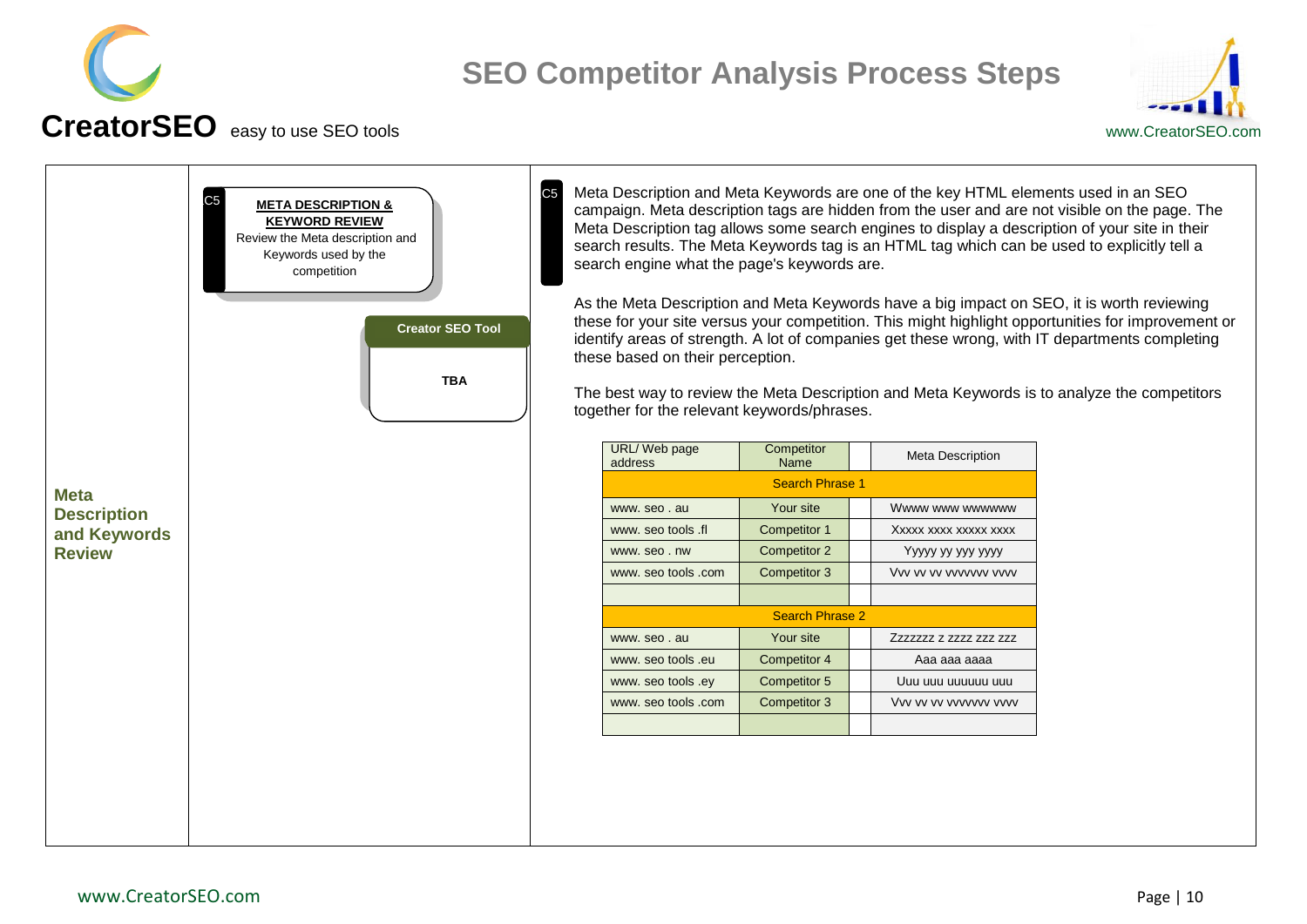# SEO Competitor Analysis Process Steps

**CreatorSEO** easy to use SEO tools

www.CreatorSEO.com

## Meta Description and Keywords Review

C5

**META DESCRIPTION & KEYWORD REVIEW**

Review the Meta description and Keywords used by the competition

**Creator SEO Tool**

**TBA**

C5

Meta Description and Meta Keywords are one of the key HTML elements used in an SEO campaign. Meta description tags are hidden from the user and are not visible on the page. The Meta Description tag allows some search engines to display a description of your site in their search results. The Meta Keywords tag is an HTML tag which can be used to explicitly tell a search engine what the page's keywords are.

As the Meta Description and Meta Keywords have a big impact on SEO, it is worth reviewing these for your site versus your competition. This might highlight opportunities for improvement or identify areas of strength. A lot of companies get these wrong, with IT departments completing these based on their perception.

The best way to review the Meta Description and Meta Keywords is to analyze the competitors together for the relevant keywords/phrases.

| URL/ Web page address | Competitor Name | | Meta Description |
|---|---|---|---|
| Search Phrase 1 | | | |
| www. seo . au | Your site | | Wwww www wwwwwww |
| www. seo tools .fl | Competitor 1 | | Xxxxx xxxx xxxxx xxxx |
| www. seo . nw | Competitor 2 | | Yyyyy yy yyy yyyy |
| www. seo tools .com | Competitor 3 | | Vvv vv vv vvvvvvv vvvv |
| | | | |
| Search Phrase 2 | | | |
| www. seo . au | Your site | | Zzzzzzz z zzzz zzz zzz |
| www. seo tools .eu | Competitor 4 | | Aaa aaa aaaa |
| www. seo tools .ey | Competitor 5 | | Uuu uuu uuuuuu uuu |
| www. seo tools .com | Competitor 3 | | Vvv vv vv vvvvvvv vvvv |
| | | | |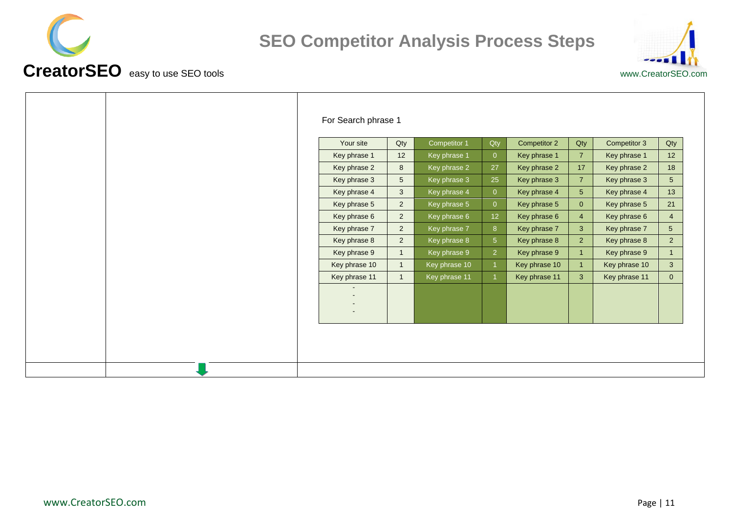For Search phrase 1

| Your site | Qty | Competitor 1 | Qty | Competitor 2 | Qty | Competitor 3 | Qty |
|---|---|---|---|---|---|---|---|
| Key phrase 1 | 12 | Key phrase 1 | 0 | Key phrase 1 | 7 | Key phrase 1 | 12 |
| Key phrase 2 | 8 | Key phrase 2 | 27 | Key phrase 2 | 17 | Key phrase 2 | 18 |
| Key phrase 3 | 5 | Key phrase 3 | 25 | Key phrase 3 | 7 | Key phrase 3 | 5 |
| Key phrase 4 | 3 | Key phrase 4 | 0 | Key phrase 4 | 5 | Key phrase 4 | 13 |
| Key phrase 5 | 2 | Key phrase 5 | 0 | Key phrase 5 | 0 | Key phrase 5 | 21 |
| Key phrase 6 | 2 | Key phrase 6 | 12 | Key phrase 6 | 4 | Key phrase 6 | 4 |
| Key phrase 7 | 2 | Key phrase 7 | 8 | Key phrase 7 | 3 | Key phrase 7 | 5 |
| Key phrase 8 | 2 | Key phrase 8 | 5 | Key phrase 8 | 2 | Key phrase 8 | 2 |
| Key phrase 9 | 1 | Key phrase 9 | 2 | Key phrase 9 | 1 | Key phrase 9 | 1 |
| Key phrase 10 | 1 | Key phrase 10 | 1 | Key phrase 10 | 1 | Key phrase 10 | 3 |
| Key phrase 11 | 1 | Key phrase 11 | 1 | Key phrase 11 | 3 | Key phrase 11 | 0 |
| - - - - | | | | | | | |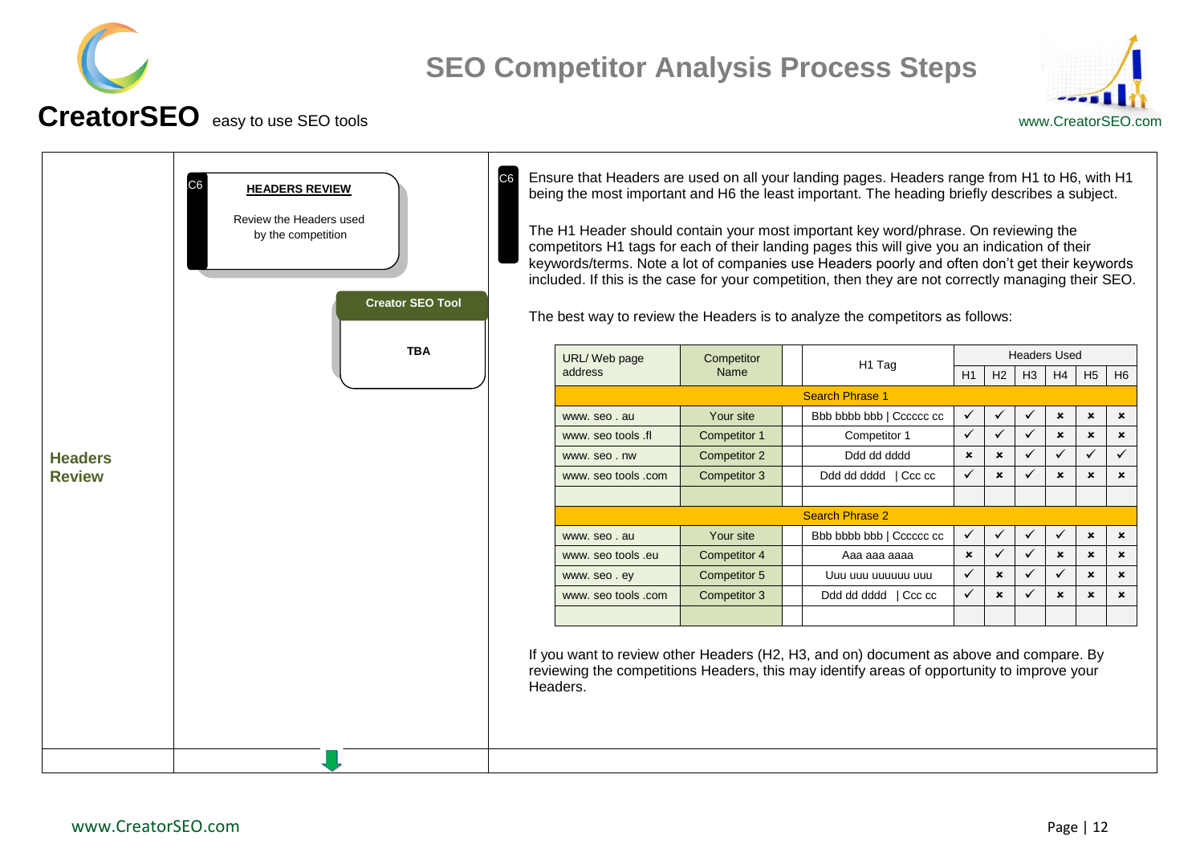## Headers Review

**C6**

**HEADERS REVIEW**

Review the Headers used by the competition

**Creator SEO Tool**

**TBA**

**C6**

Ensure that Headers are used on all your landing pages. Headers range from H1 to H6, with H1 being the most important and H6 the least important. The heading briefly describes a subject.

The H1 Header should contain your most important key word/phrase. On reviewing the competitors H1 tags for each of their landing pages this will give you an indication of their keywords/terms. Note a lot of companies use Headers poorly and often don't get their keywords included. If this is the case for your competition, then they are not correctly managing their SEO.

The best way to review the Headers is to analyze the competitors as follows:

| URL/ Web page address | Competitor Name | | H1 Tag | Headers Used | | | | | |
|---|---|---|---|---|---|---|---|---|---|
| | | | | H1 | H2 | H3 | H4 | H5 | H6 |
| Search Phrase 1 | | | | | | | | | |
| www. seo . au | Your site | | Bbb bbbb bbb \| Cccccc cc | ✓ | ✓ | ✓ | ✗ | ✗ | ✗ |
| www. seo tools .fl | Competitor 1 | | Competitor 1 | ✓ | ✓ | ✓ | ✗ | ✗ | ✗ |
| www. seo . nw | Competitor 2 | | Ddd dd dddd | ✗ | ✗ | ✓ | ✓ | ✓ | ✓ |
| www. seo tools .com | Competitor 3 | | Ddd dd dddd \| Ccc cc | ✓ | ✗ | ✓ | ✗ | ✗ | ✗ |
| | | | | | | | | | |
| Search Phrase 2 | | | | | | | | | |
| www. seo . au | Your site | | Bbb bbbb bbb \| Cccccc cc | ✓ | ✓ | ✓ | ✓ | ✗ | ✗ |
| www. seo tools .eu | Competitor 4 | | Aaa aaa aaaa | ✗ | ✓ | ✓ | ✗ | ✗ | ✗ |
| www. seo . ey | Competitor 5 | | Uuu uuu uuuuuu uuu | ✓ | ✗ | ✓ | ✓ | ✗ | ✗ |
| www. seo tools .com | Competitor 3 | | Ddd dd dddd \| Ccc cc | ✓ | ✗ | ✓ | ✗ | ✗ | ✗ |
| | | | | | | | | | |

If you want to review other Headers (H2, H3, and on) document as above and compare. By reviewing the competitions Headers, this may identify areas of opportunity to improve your Headers.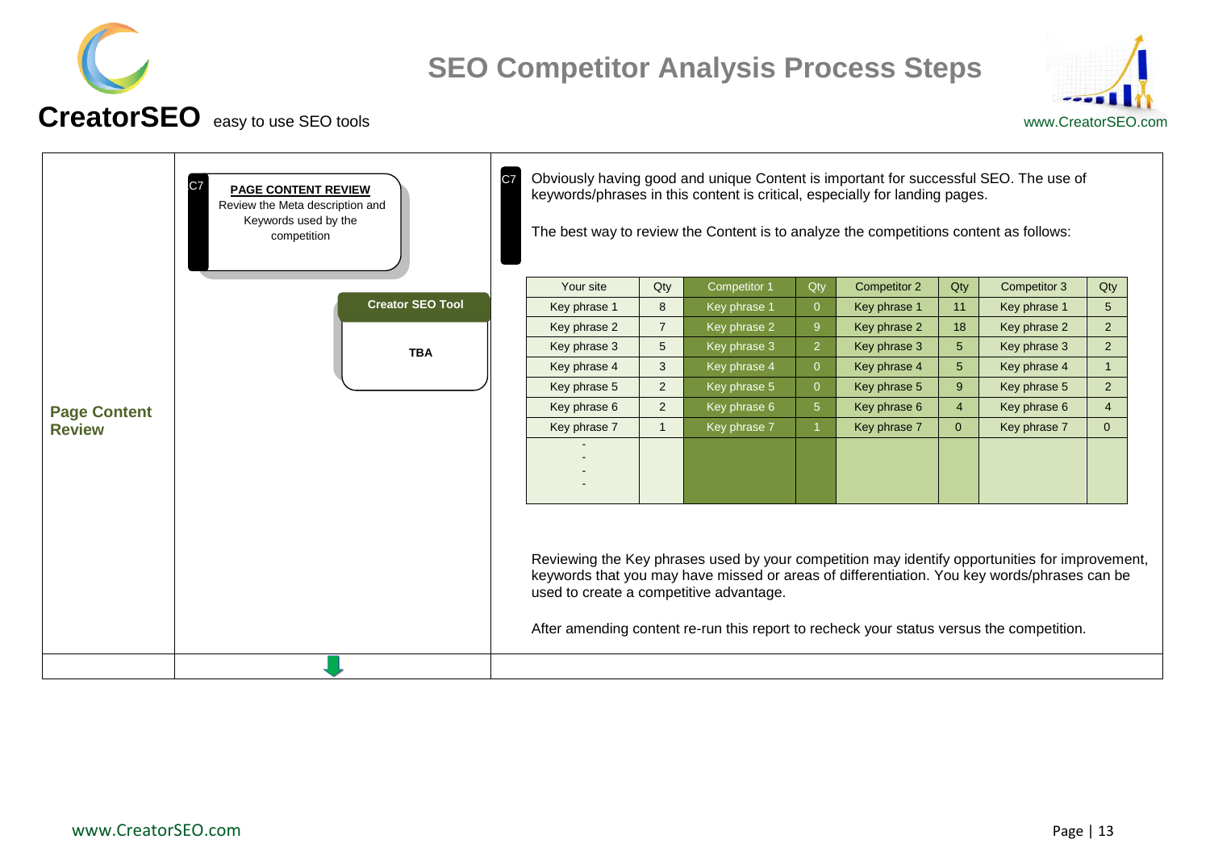# SEO Competitor Analysis Process Steps

**CreatorSEO** easy to use SEO tools

www.CreatorSEO.com

## Page Content Review

C7 **PAGE CONTENT REVIEW**
Review the Meta description and Keywords used by the competition

**Creator SEO Tool**

**TBA**

C7 Obviously having good and unique Content is important for successful SEO. The use of keywords/phrases in this content is critical, especially for landing pages.

The best way to review the Content is to analyze the competitions content as follows:

| Your site | Qty | Competitor 1 | Qty | Competitor 2 | Qty | Competitor 3 | Qty |
|---|---|---|---|---|---|---|---|
| Key phrase 1 | 8 | Key phrase 1 | 0 | Key phrase 1 | 11 | Key phrase 1 | 5 |
| Key phrase 2 | 7 | Key phrase 2 | 9 | Key phrase 2 | 18 | Key phrase 2 | 2 |
| Key phrase 3 | 5 | Key phrase 3 | 2 | Key phrase 3 | 5 | Key phrase 3 | 2 |
| Key phrase 4 | 3 | Key phrase 4 | 0 | Key phrase 4 | 5 | Key phrase 4 | 1 |
| Key phrase 5 | 2 | Key phrase 5 | 0 | Key phrase 5 | 9 | Key phrase 5 | 2 |
| Key phrase 6 | 2 | Key phrase 6 | 5 | Key phrase 6 | 4 | Key phrase 6 | 4 |
| Key phrase 7 | 1 | Key phrase 7 | 1 | Key phrase 7 | 0 | Key phrase 7 | 0 |
| -<br>-<br>-<br>- | | | | | | | |

Reviewing the Key phrases used by your competition may identify opportunities for improvement, keywords that you may have missed or areas of differentiation. You key words/phrases can be used to create a competitive advantage.

After amending content re-run this report to recheck your status versus the competition.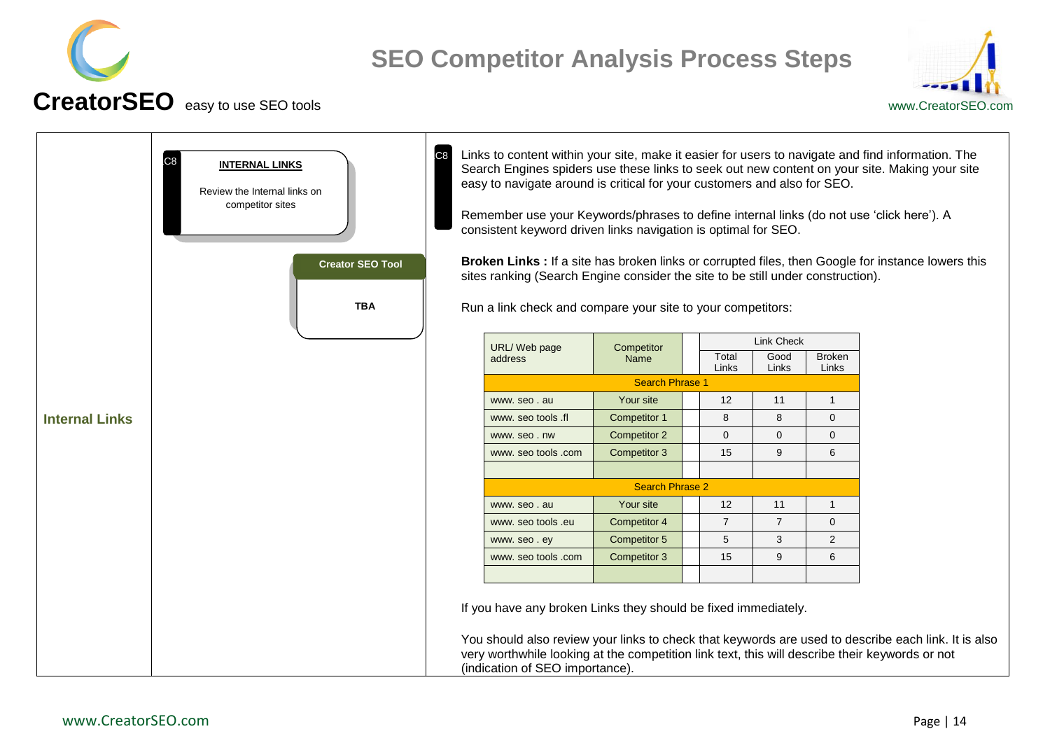# SEO Competitor Analysis Process Steps

**CreatorSEO** easy to use SEO tools

www.CreatorSEO.com

## Internal Links

C8

**INTERNAL LINKS**

Review the Internal links on competitor sites

**Creator SEO Tool**

**TBA**

C8

Links to content within your site, make it easier for users to navigate and find information. The Search Engines spiders use these links to seek out new content on your site. Making your site easy to navigate around is critical for your customers and also for SEO.

Remember use your Keywords/phrases to define internal links (do not use 'click here'). A consistent keyword driven links navigation is optimal for SEO.

**Broken Links :** If a site has broken links or corrupted files, then Google for instance lowers this sites ranking (Search Engine consider the site to be still under construction).

Run a link check and compare your site to your competitors:

| URL/ Web page address | Competitor Name | | Link Check | | |
|---|---|---|---|---|---|
| | | | Total Links | Good Links | Broken Links |
| Search Phrase 1 | | | | | |
| www. seo . au | Your site | | 12 | 11 | 1 |
| www. seo tools .fl | Competitor 1 | | 8 | 8 | 0 |
| www. seo . nw | Competitor 2 | | 0 | 0 | 0 |
| www. seo tools .com | Competitor 3 | | 15 | 9 | 6 |
| | | | | | |
| Search Phrase 2 | | | | | |
| www. seo . au | Your site | | 12 | 11 | 1 |
| www. seo tools .eu | Competitor 4 | | 7 | 7 | 0 |
| www. seo . ey | Competitor 5 | | 5 | 3 | 2 |
| www. seo tools .com | Competitor 3 | | 15 | 9 | 6 |
| | | | | | |

If you have any broken Links they should be fixed immediately.

You should also review your links to check that keywords are used to describe each link. It is also very worthwhile looking at the competition link text, this will describe their keywords or not (indication of SEO importance).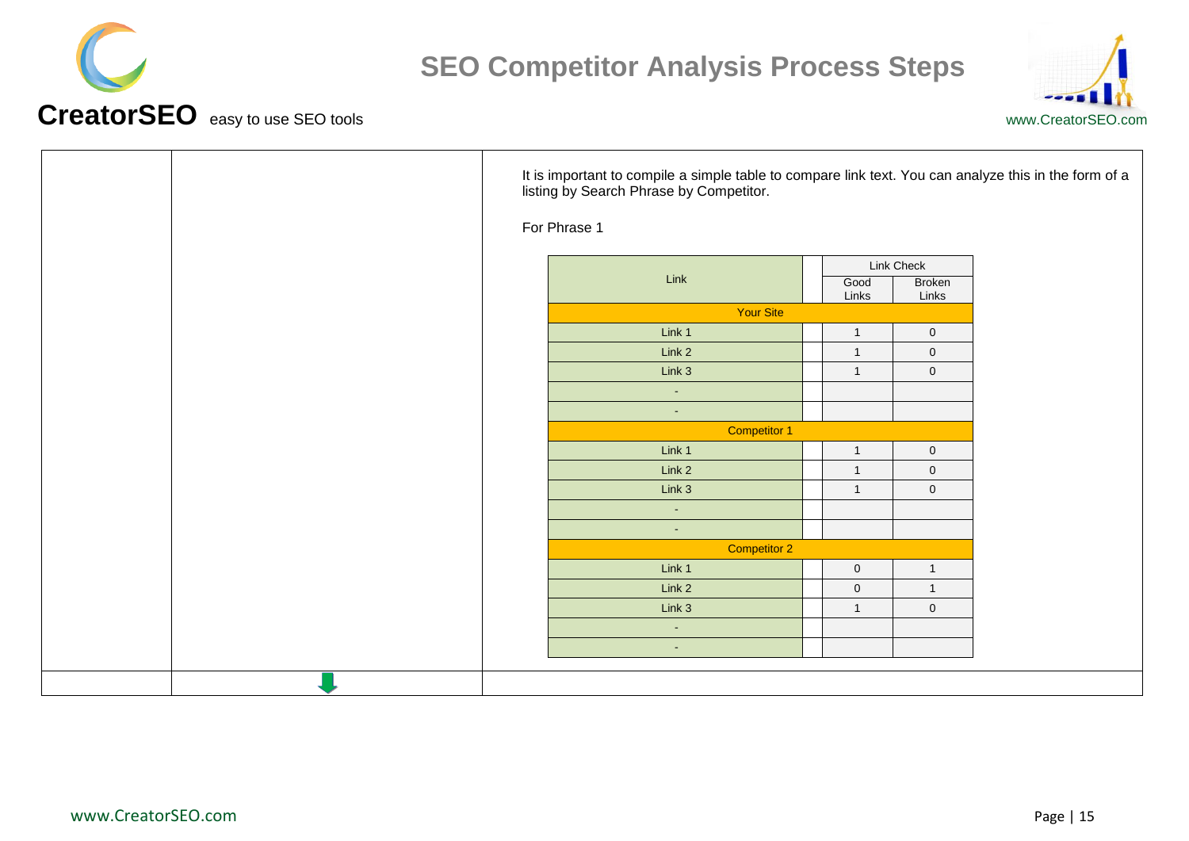It is important to compile a simple table to compare link text. You can analyze this in the form of a listing by Search Phrase by Competitor.

For Phrase 1

| Link | | Link Check | |
|---|---|---|---|
| | | Good Links | Broken Links |
| **Your Site** | | | |
| Link 1 | | 1 | 0 |
| Link 2 | | 1 | 0 |
| Link 3 | | 1 | 0 |
| - | | | |
| - | | | |
| **Competitor 1** | | | |
| Link 1 | | 1 | 0 |
| Link 2 | | 1 | 0 |
| Link 3 | | 1 | 0 |
| - | | | |
| - | | | |
| **Competitor 2** | | | |
| Link 1 | | 0 | 1 |
| Link 2 | | 0 | 1 |
| Link 3 | | 1 | 0 |
| - | | | |
| - | | | |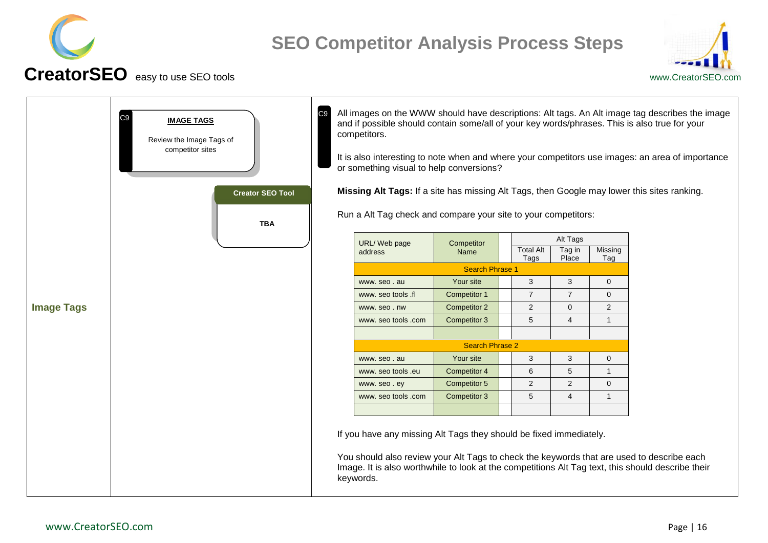## Image Tags

C9

**IMAGE TAGS**

Review the Image Tags of competitor sites

**Creator SEO Tool**

**TBA**

C9

All images on the WWW should have descriptions: Alt tags. An Alt image tag describes the image and if possible should contain some/all of your key words/phrases. This is also true for your competitors.

It is also interesting to note when and where your competitors use images: an area of importance or something visual to help conversions?

**Missing Alt Tags:** If a site has missing Alt Tags, then Google may lower this sites ranking.

Run a Alt Tag check and compare your site to your competitors:

| URL/ Web page address | Competitor Name | | Alt Tags | | |
|---|---|---|---|---|---|
| | | | Total Alt Tags | Tag in Place | Missing Tag |
| Search Phrase 1 | | | | | |
| www. seo . au | Your site | | 3 | 3 | 0 |
| www. seo tools .fl | Competitor 1 | | 7 | 7 | 0 |
| www. seo . nw | Competitor 2 | | 2 | 0 | 2 |
| www. seo tools .com | Competitor 3 | | 5 | 4 | 1 |
| | | | | | |
| Search Phrase 2 | | | | | |
| www. seo . au | Your site | | 3 | 3 | 0 |
| www. seo tools .eu | Competitor 4 | | 6 | 5 | 1 |
| www. seo . ey | Competitor 5 | | 2 | 2 | 0 |
| www. seo tools .com | Competitor 3 | | 5 | 4 | 1 |
| | | | | | |

If you have any missing Alt Tags they should be fixed immediately.

You should also review your Alt Tags to check the keywords that are used to describe each Image. It is also worthwhile to look at the competitions Alt Tag text, this should describe their keywords.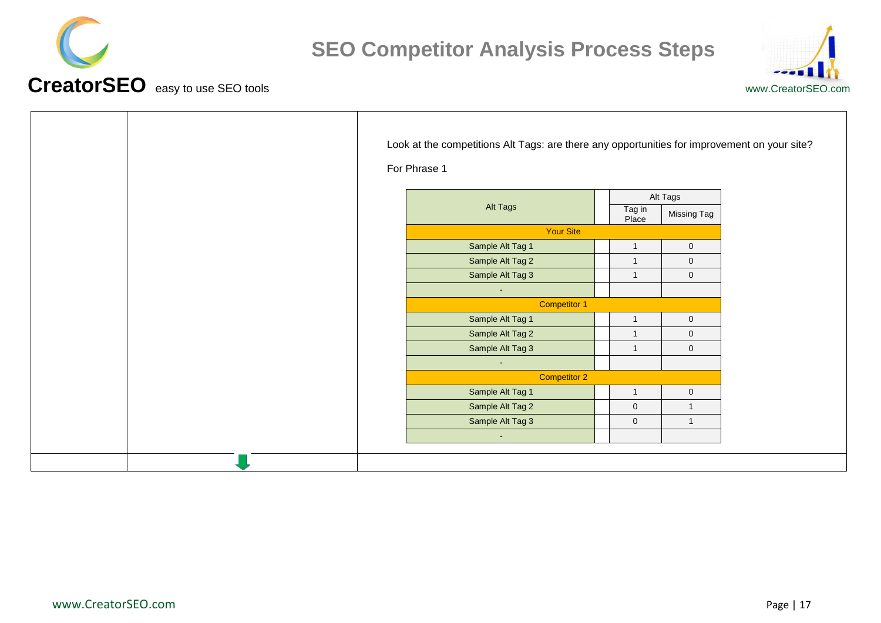Look at the competitions Alt Tags: are there any opportunities for improvement on your site?

For Phrase 1

| Alt Tags | | Alt Tags | |
|---|---|---|---|
| | | Tag in Place | Missing Tag |
| **Your Site** | | | |
| Sample Alt Tag 1 | | 1 | 0 |
| Sample Alt Tag 2 | | 1 | 0 |
| Sample Alt Tag 3 | | 1 | 0 |
| - | | | |
| **Competitor 1** | | | |
| Sample Alt Tag 1 | | 1 | 0 |
| Sample Alt Tag 2 | | 1 | 0 |
| Sample Alt Tag 3 | | 1 | 0 |
| - | | | |
| **Competitor 2** | | | |
| Sample Alt Tag 1 | | 1 | 0 |
| Sample Alt Tag 2 | | 0 | 1 |
| Sample Alt Tag 3 | | 0 | 1 |
| - | | | |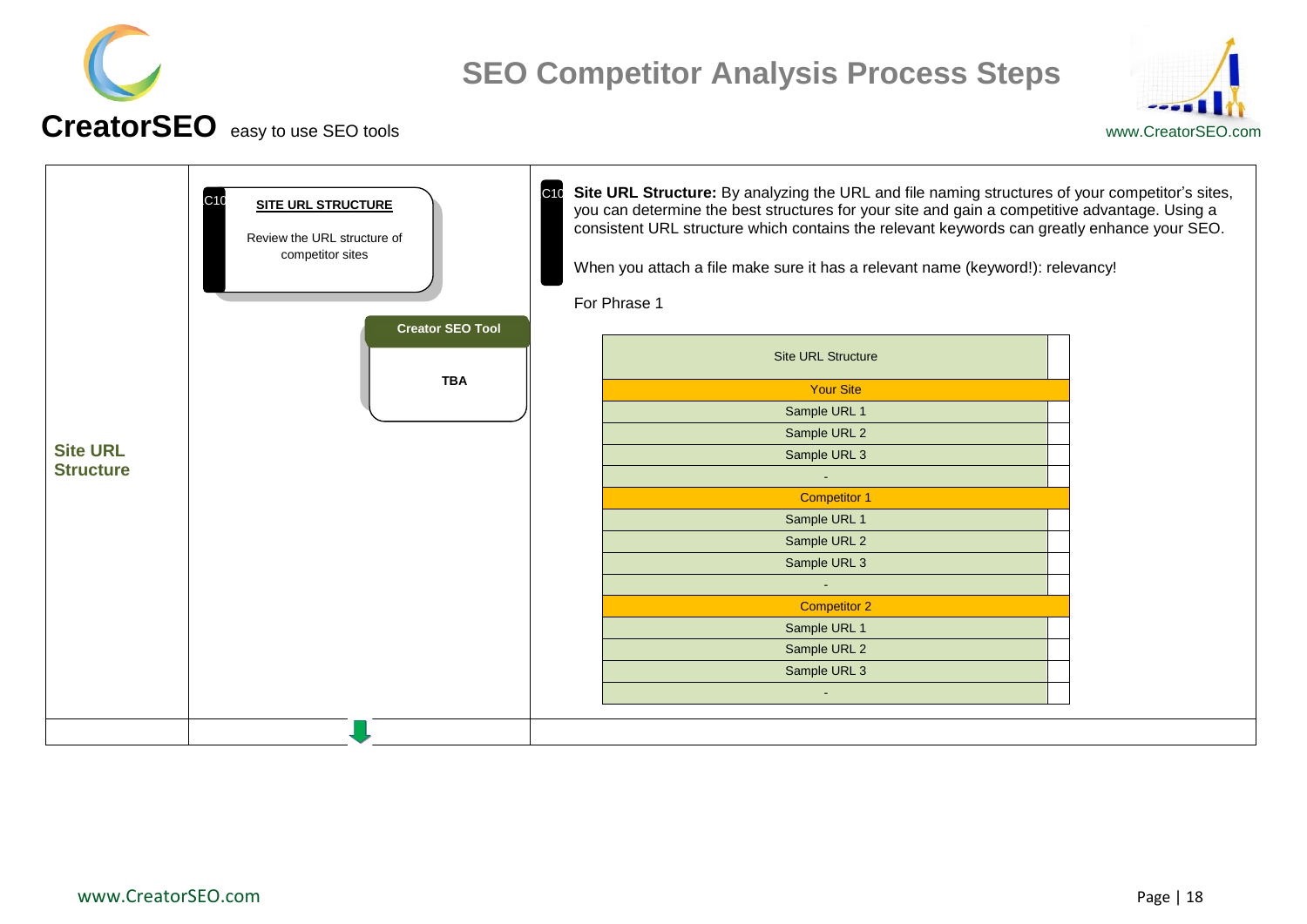# SEO Competitor Analysis Process Steps

**CreatorSEO** easy to use SEO tools

www.CreatorSEO.com

## Site URL Structure

C10

**SITE URL STRUCTURE**

Review the URL structure of competitor sites

**Creator SEO Tool**

**TBA**

C10

**Site URL Structure:** By analyzing the URL and file naming structures of your competitor's sites, you can determine the best structures for your site and gain a competitive advantage. Using a consistent URL structure which contains the relevant keywords can greatly enhance your SEO.

When you attach a file make sure it has a relevant name (keyword!): relevancy!

For Phrase 1

| Site URL Structure | |
|---|---|
| Your Site | |
| Sample URL 1 | |
| Sample URL 2 | |
| Sample URL 3 | |
| - | |
| Competitor 1 | |
| Sample URL 1 | |
| Sample URL 2 | |
| Sample URL 3 | |
| - | |
| Competitor 2 | |
| Sample URL 1 | |
| Sample URL 2 | |
| Sample URL 3 | |
| - | |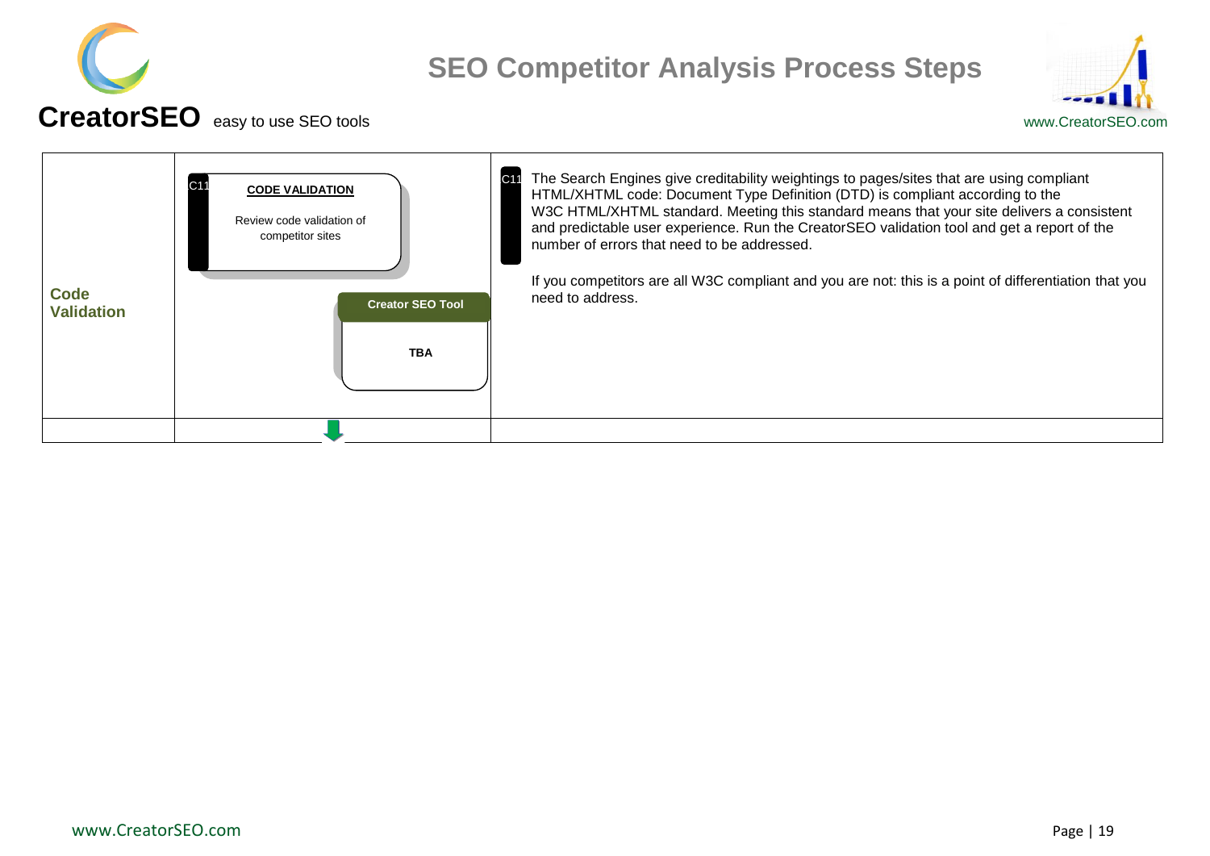# SEO Competitor Analysis Process Steps

**CreatorSEO** easy to use SEO tools

www.CreatorSEO.com

| | | |
|---|---|---|
| **Code Validation** | C11 **CODE VALIDATION** Review code validation of competitor sites<br><br>**Creator SEO Tool**<br>**TBA** | C11 The Search Engines give creditability weightings to pages/sites that are using compliant HTML/XHTML code: Document Type Definition (DTD) is compliant according to the W3C HTML/XHTML standard. Meeting this standard means that your site delivers a consistent and predictable user experience. Run the CreatorSEO validation tool and get a report of the number of errors that need to be addressed.<br><br>If you competitors are all W3C compliant and you are not: this is a point of differentiation that you need to address. |
| | | |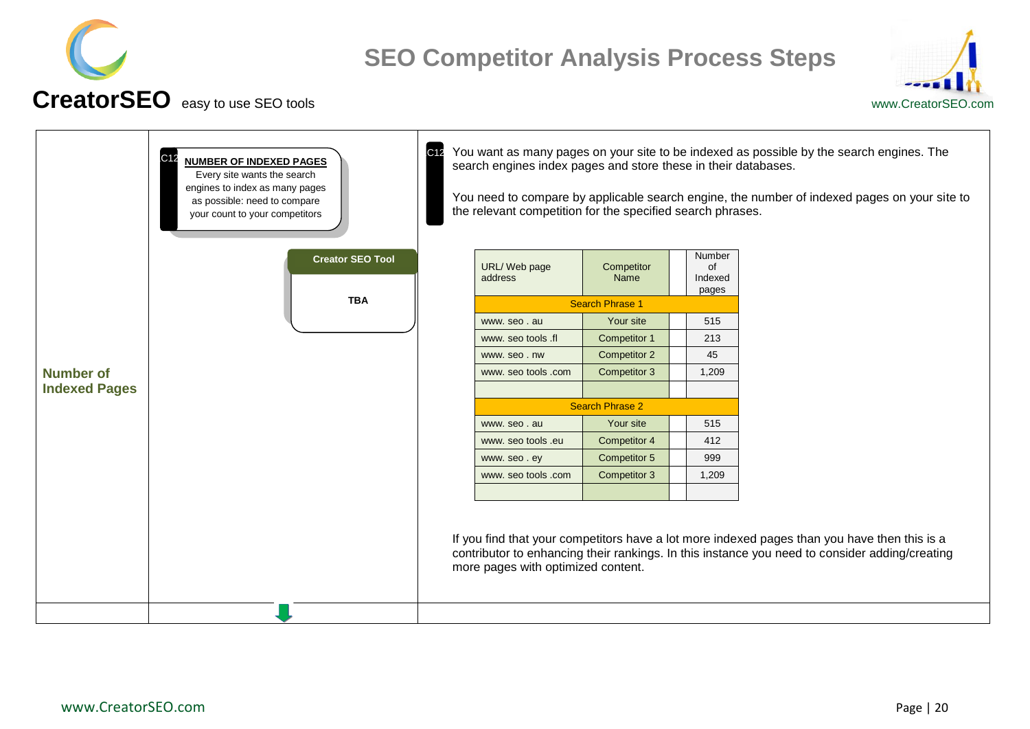## Number of Indexed Pages

**NUMBER OF INDEXED PAGES**
Every site wants the search engines to index as many pages as possible: need to compare your count to your competitors

**Creator SEO Tool**

**TBA**

You want as many pages on your site to be indexed as possible by the search engines. The search engines index pages and store these in their databases.

You need to compare by applicable search engine, the number of indexed pages on your site to the relevant competition for the specified search phrases.

| URL/ Web page address | Competitor Name | | Number of Indexed pages |
|---|---|---|---|
| Search Phrase 1 | | | |
| www. seo . au | Your site | | 515 |
| www. seo tools .fl | Competitor 1 | | 213 |
| www. seo . nw | Competitor 2 | | 45 |
| www. seo tools .com | Competitor 3 | | 1,209 |
| | | | |
| Search Phrase 2 | | | |
| www. seo . au | Your site | | 515 |
| www. seo tools .eu | Competitor 4 | | 412 |
| www. seo . ey | Competitor 5 | | 999 |
| www. seo tools .com | Competitor 3 | | 1,209 |
| | | | |

If you find that your competitors have a lot more indexed pages than you have then this is a contributor to enhancing their rankings. In this instance you need to consider adding/creating more pages with optimized content.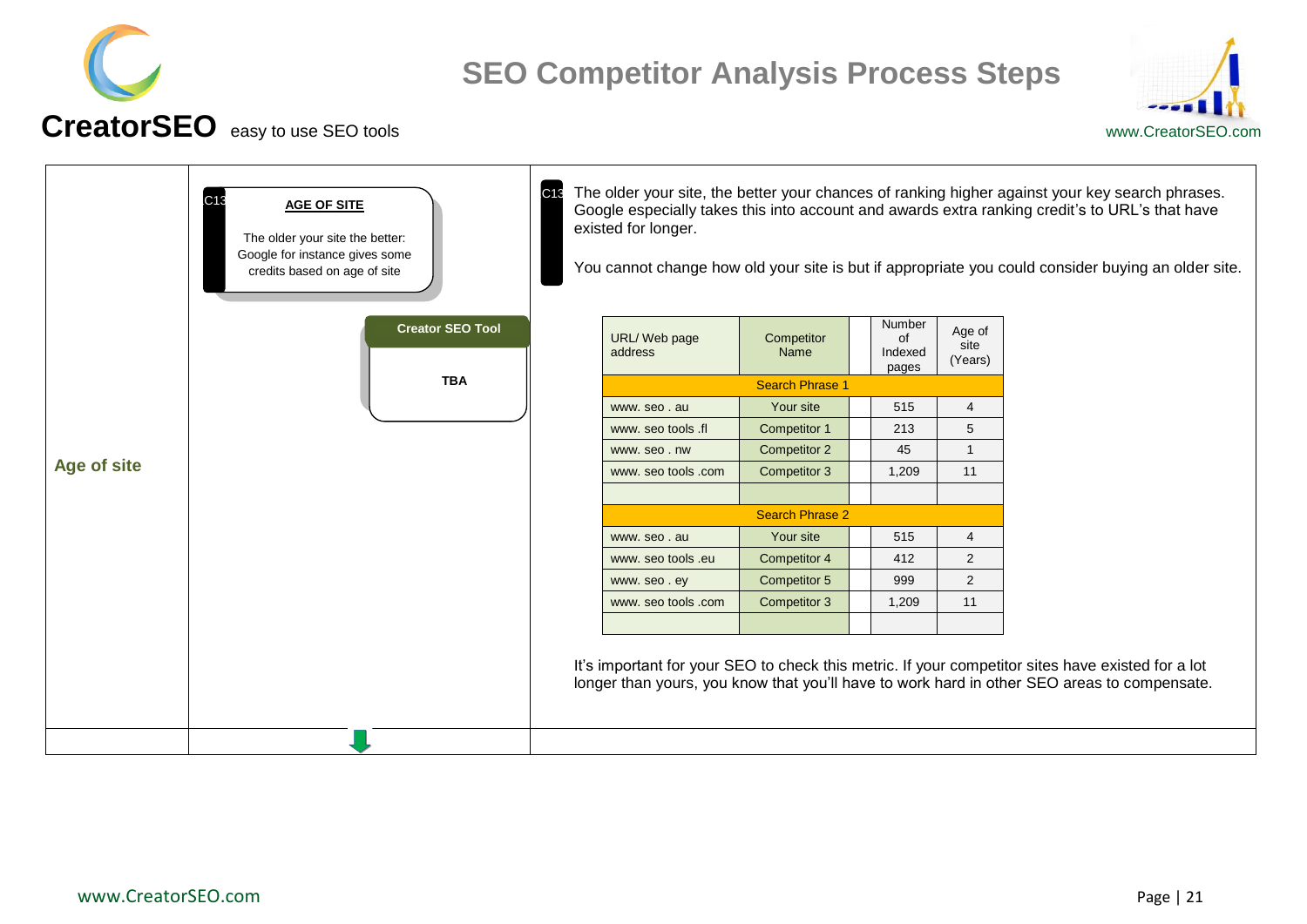## Age of site

**AGE OF SITE**

The older your site the better: Google for instance gives some credits based on age of site

**Creator SEO Tool**

**TBA**

The older your site, the better your chances of ranking higher against your key search phrases. Google especially takes this into account and awards extra ranking credit's to URL's that have existed for longer.

You cannot change how old your site is but if appropriate you could consider buying an older site.

| URL/ Web page address | Competitor Name | | Number of Indexed pages | Age of site (Years) |
|---|---|---|---|---|
| Search Phrase 1 | | | | |
| www. seo . au | Your site | | 515 | 4 |
| www. seo tools .fl | Competitor 1 | | 213 | 5 |
| www. seo . nw | Competitor 2 | | 45 | 1 |
| www. seo tools .com | Competitor 3 | | 1,209 | 11 |
| | | | | |
| Search Phrase 2 | | | | |
| www. seo . au | Your site | | 515 | 4 |
| www. seo tools .eu | Competitor 4 | | 412 | 2 |
| www. seo . ey | Competitor 5 | | 999 | 2 |
| www. seo tools .com | Competitor 3 | | 1,209 | 11 |
| | | | | |

It's important for your SEO to check this metric. If your competitor sites have existed for a lot longer than yours, you know that you'll have to work hard in other SEO areas to compensate.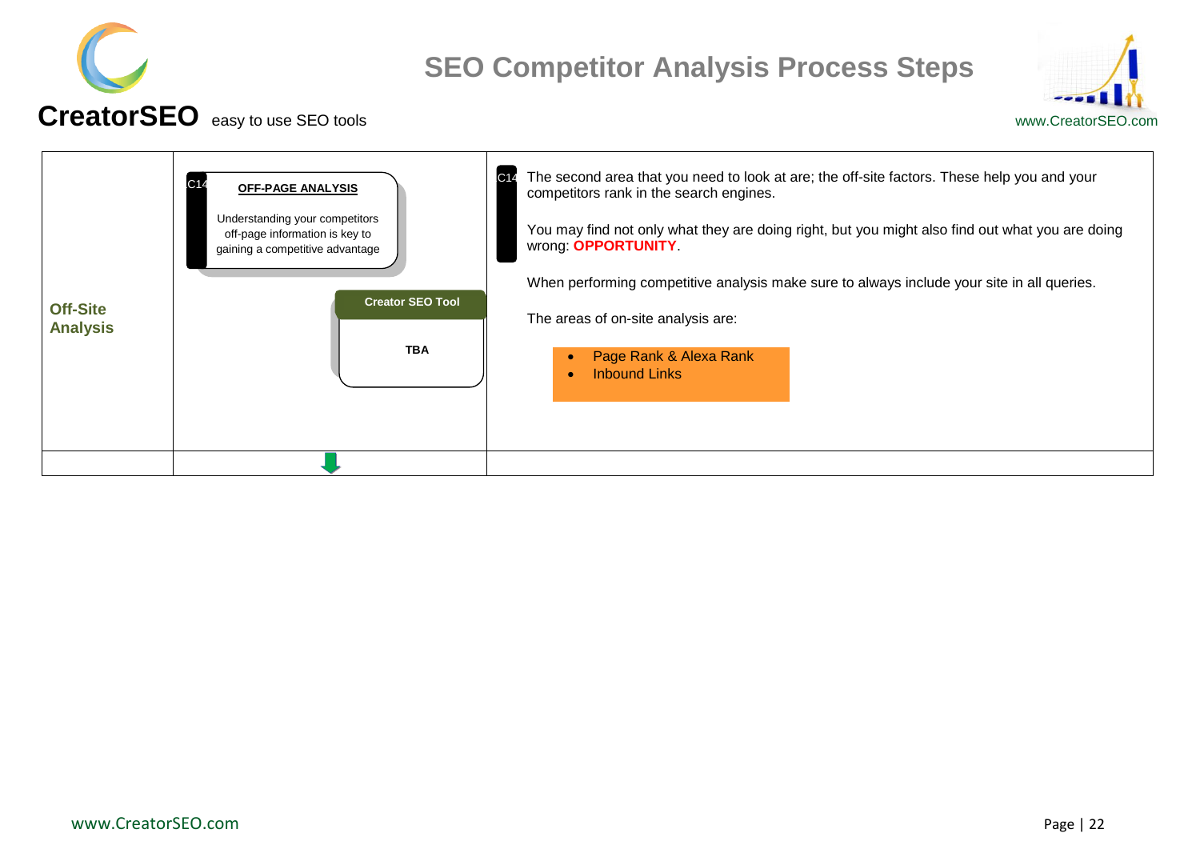# SEO Competitor Analysis Process Steps

| Off-Site Analysis | C14 **OFF-PAGE ANALYSIS**<br><br>Understanding your competitors off-page information is key to gaining a competitive advantage<br><br>**Creator SEO Tool**<br><br>**TBA** | C14 The second area that you need to look at are; the off-site factors. These help you and your competitors rank in the search engines.<br><br>You may find not only what they are doing right, but you might also find out what you are doing wrong: **OPPORTUNITY**.<br><br>When performing competitive analysis make sure to always include your site in all queries.<br><br>The areas of on-site analysis are:<br><br>• Page Rank & Alexa Rank<br>• Inbound Links |
|---|---|---|
| | | |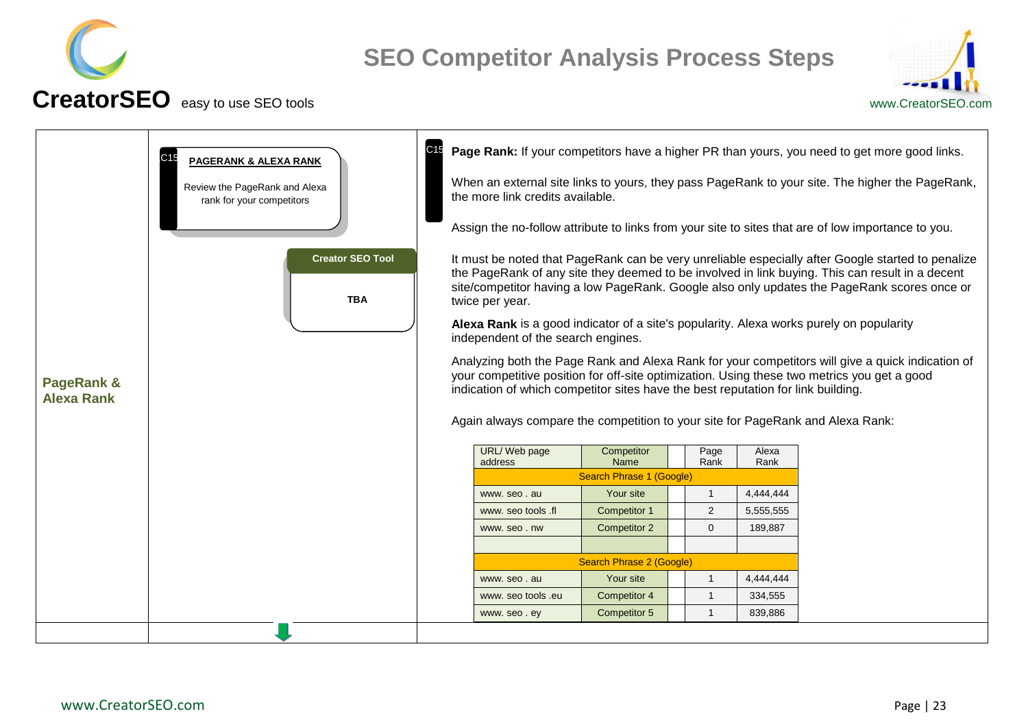# SEO Competitor Analysis Process Steps

**CreatorSEO** easy to use SEO tools

www.CreatorSEO.com

## PageRank & Alexa Rank

C15

**PAGERANK & ALEXA RANK**

Review the PageRank and Alexa rank for your competitors

**Creator SEO Tool**

TBA

C15

**Page Rank:** If your competitors have a higher PR than yours, you need to get more good links.

When an external site links to yours, they pass PageRank to your site. The higher the PageRank, the more link credits available.

Assign the no-follow attribute to links from your site to sites that are of low importance to you.

It must be noted that PageRank can be very unreliable especially after Google started to penalize the PageRank of any site they deemed to be involved in link buying. This can result in a decent site/competitor having a low PageRank. Google also only updates the PageRank scores once or twice per year.

**Alexa Rank** is a good indicator of a site's popularity. Alexa works purely on popularity independent of the search engines.

Analyzing both the Page Rank and Alexa Rank for your competitors will give a quick indication of your competitive position for off-site optimization. Using these two metrics you get a good indication of which competitor sites have the best reputation for link building.

Again always compare the competition to your site for PageRank and Alexa Rank:

| URL/ Web page address | Competitor Name | | Page Rank | Alexa Rank |
|---|---|---|---|---|
| Search Phrase 1 (Google) | | | | |
| www. seo . au | Your site | | 1 | 4,444,444 |
| www. seo tools .fl | Competitor 1 | | 2 | 5,555,555 |
| www. seo . nw | Competitor 2 | | 0 | 189,887 |
| | | | | |
| Search Phrase 2 (Google) | | | | |
| www. seo . au | Your site | | 1 | 4,444,444 |
| www. seo tools .eu | Competitor 4 | | 1 | 334,555 |
| www. seo . ey | Competitor 5 | | 1 | 839,886 |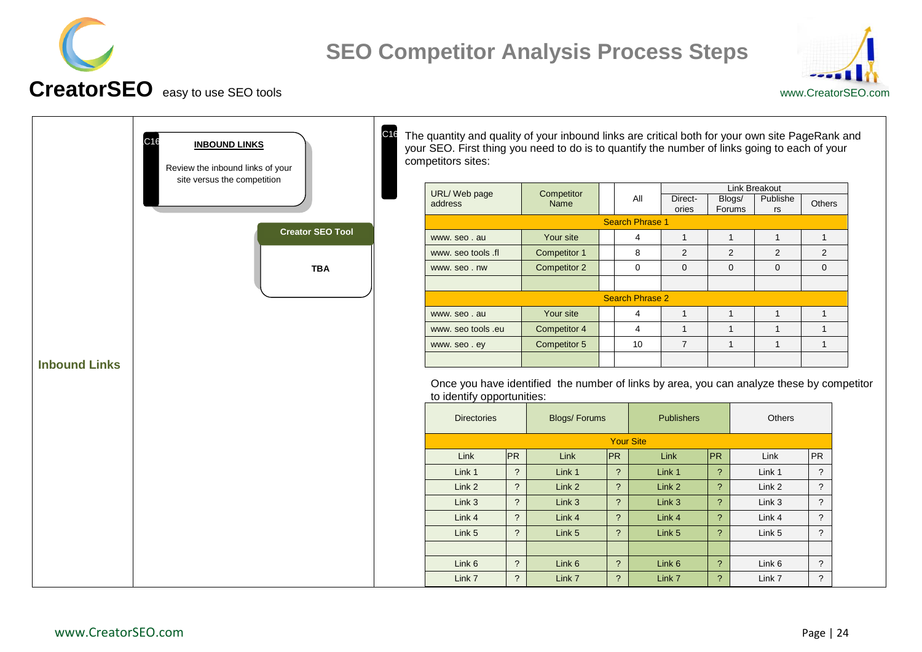# SEO Competitor Analysis Process Steps

**CreatorSEO** easy to use SEO tools

www.CreatorSEO.com

## Inbound Links

C16

**INBOUND LINKS**

Review the inbound links of your site versus the competition

**Creator SEO Tool**

**TBA**

C16

The quantity and quality of your inbound links are critical both for your own site PageRank and your SEO. First thing you need to do is to quantify the number of links going to each of your competitors sites:

| URL/ Web page address | Competitor Name | | All | Link Breakout | | | |
|---|---|---|---|---|---|---|---|
| | | | | Direct-ories | Blogs/ Forums | Publishers | Others |
| Search Phrase 1 | | | | | | | |
| www. seo . au | Your site | | 4 | 1 | 1 | 1 | 1 |
| www. seo tools .fl | Competitor 1 | | 8 | 2 | 2 | 2 | 2 |
| www. seo . nw | Competitor 2 | | 0 | 0 | 0 | 0 | 0 |
| | | | | | | | |
| Search Phrase 2 | | | | | | | |
| www. seo . au | Your site | | 4 | 1 | 1 | 1 | 1 |
| www. seo tools .eu | Competitor 4 | | 4 | 1 | 1 | 1 | 1 |
| www. seo . ey | Competitor 5 | | 10 | 7 | 1 | 1 | 1 |
| | | | | | | | |

Once you have identified the number of links by area, you can analyze these by competitor to identify opportunities:

| Directories | | Blogs/ Forums | | Publishers | | Others | |
|---|---|---|---|---|---|---|---|
| Your Site | | | | | | | |
| Link | PR | Link | PR | Link | PR | Link | PR |
| Link 1 | ? | Link 1 | ? | Link 1 | ? | Link 1 | ? |
| Link 2 | ? | Link 2 | ? | Link 2 | ? | Link 2 | ? |
| Link 3 | ? | Link 3 | ? | Link 3 | ? | Link 3 | ? |
| Link 4 | ? | Link 4 | ? | Link 4 | ? | Link 4 | ? |
| Link 5 | ? | Link 5 | ? | Link 5 | ? | Link 5 | ? |
| | | | | | | | |
| Link 6 | ? | Link 6 | ? | Link 6 | ? | Link 6 | ? |
| Link 7 | ? | Link 7 | ? | Link 7 | ? | Link 7 | ? |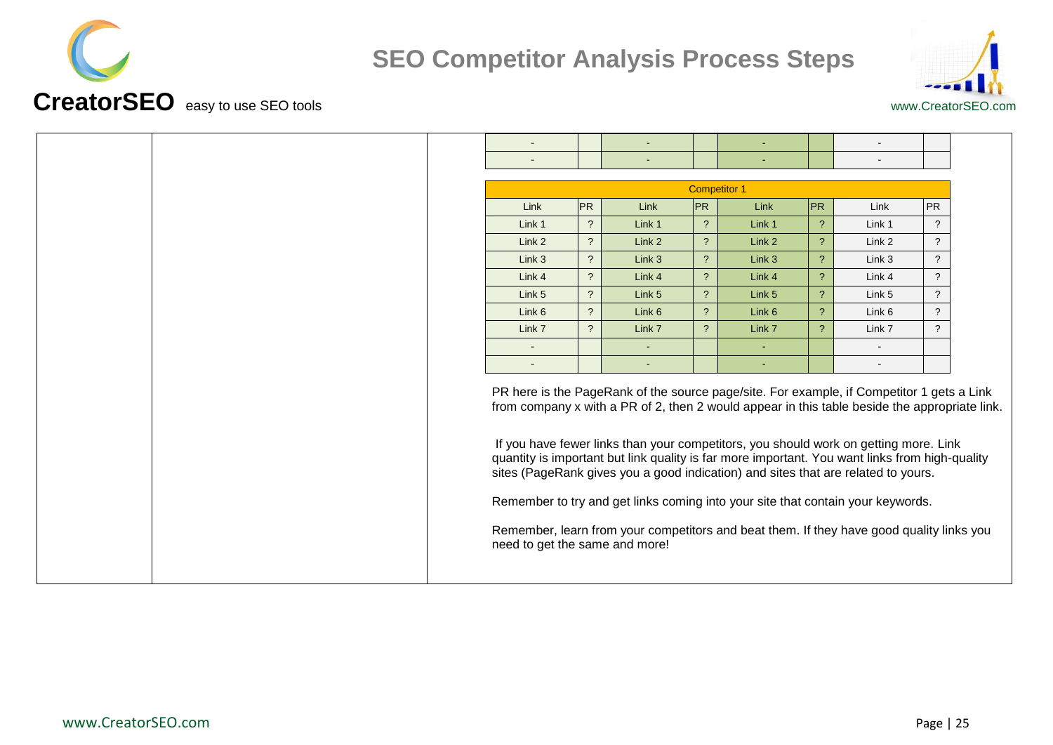| | | | | | | | |
|---|---|---|---|---|---|---|---|
| - | | - | | - | | - | |
| - | | - | | - | | - | |

| Competitor 1 | | | | | | | |
|---|---|---|---|---|---|---|---|
| Link | PR | Link | PR | Link | PR | Link | PR |
| Link 1 | ? | Link 1 | ? | Link 1 | ? | Link 1 | ? |
| Link 2 | ? | Link 2 | ? | Link 2 | ? | Link 2 | ? |
| Link 3 | ? | Link 3 | ? | Link 3 | ? | Link 3 | ? |
| Link 4 | ? | Link 4 | ? | Link 4 | ? | Link 4 | ? |
| Link 5 | ? | Link 5 | ? | Link 5 | ? | Link 5 | ? |
| Link 6 | ? | Link 6 | ? | Link 6 | ? | Link 6 | ? |
| Link 7 | ? | Link 7 | ? | Link 7 | ? | Link 7 | ? |
| - | | - | | - | | - | |
| - | | - | | - | | - | |

PR here is the PageRank of the source page/site. For example, if Competitor 1 gets a Link from company x with a PR of 2, then 2 would appear in this table beside the appropriate link.

If you have fewer links than your competitors, you should work on getting more. Link quantity is important but link quality is far more important. You want links from high-quality sites (PageRank gives you a good indication) and sites that are related to yours.

Remember to try and get links coming into your site that contain your keywords.

Remember, learn from your competitors and beat them. If they have good quality links you need to get the same and more!